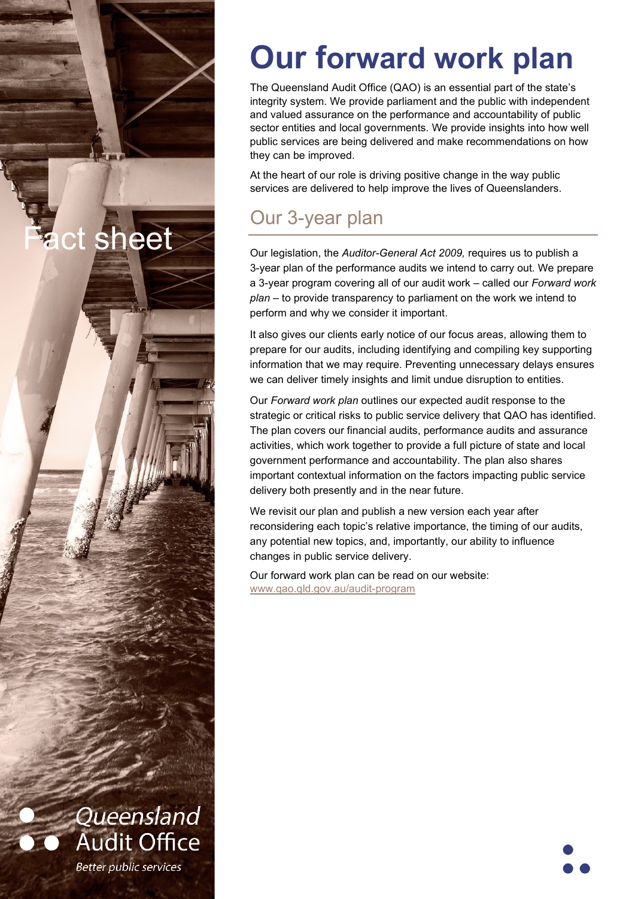Fact sheet

# Our forward work plan

The Queensland Audit Office (QAO) is an essential part of the state's integrity system. We provide parliament and the public with independent and valued assurance on the performance and accountability of public sector entities and local governments. We provide insights into how well public services are being delivered and make recommendations on how they can be improved.

At the heart of our role is driving positive change in the way public services are delivered to help improve the lives of Queenslanders.

## Our 3-year plan

Our legislation, the *Auditor-General Act 2009,* requires us to publish a 3-year plan of the performance audits we intend to carry out. We prepare a 3-year program covering all of our audit work – called our *Forward work plan* – to provide transparency to parliament on the work we intend to perform and why we consider it important.

It also gives our clients early notice of our focus areas, allowing them to prepare for our audits, including identifying and compiling key supporting information that we may require. Preventing unnecessary delays ensures we can deliver timely insights and limit undue disruption to entities.

Our *Forward work plan* outlines our expected audit response to the strategic or critical risks to public service delivery that QAO has identified. The plan covers our financial audits, performance audits and assurance activities, which work together to provide a full picture of state and local government performance and accountability. The plan also shares important contextual information on the factors impacting public service delivery both presently and in the near future.

We revisit our plan and publish a new version each year after reconsidering each topic's relative importance, the timing of our audits, any potential new topics, and, importantly, our ability to influence changes in public service delivery.

Our forward work plan can be read on our website:
www.qao.qld.gov.au/audit-program

Queensland Audit Office
*Better public services*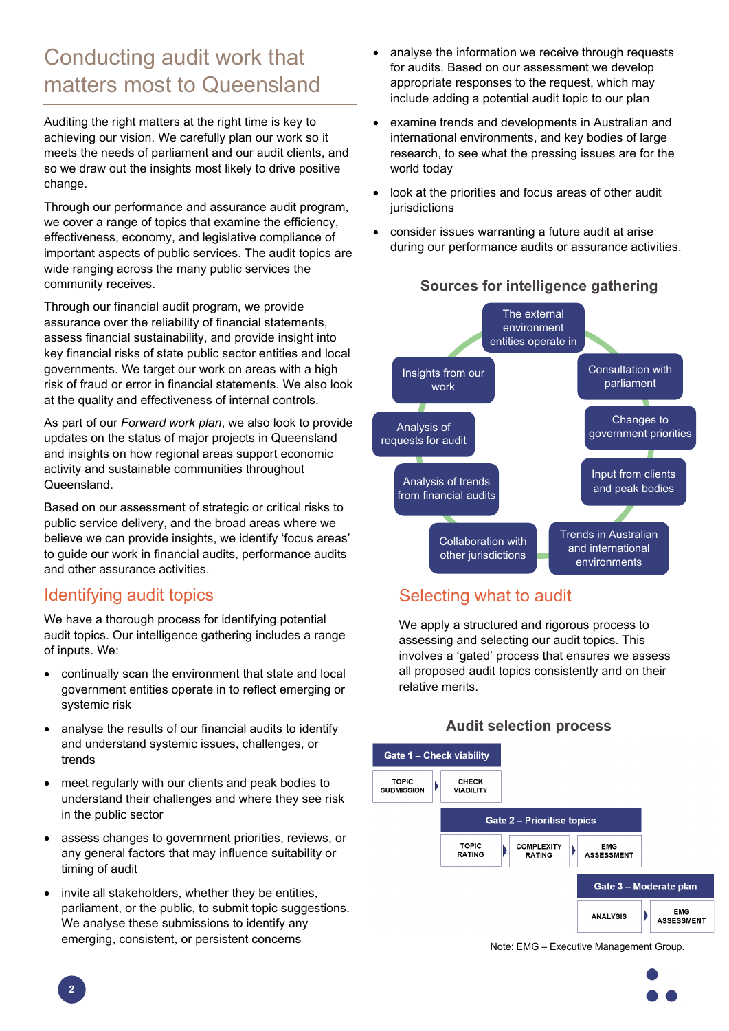# Conducting audit work that matters most to Queensland

Auditing the right matters at the right time is key to achieving our vision. We carefully plan our work so it meets the needs of parliament and our audit clients, and so we draw out the insights most likely to drive positive change.

Through our performance and assurance audit program, we cover a range of topics that examine the efficiency, effectiveness, economy, and legislative compliance of important aspects of public services. The audit topics are wide ranging across the many public services the community receives.

Through our financial audit program, we provide assurance over the reliability of financial statements, assess financial sustainability, and provide insight into key financial risks of state public sector entities and local governments. We target our work on areas with a high risk of fraud or error in financial statements. We also look at the quality and effectiveness of internal controls.

As part of our *Forward work plan*, we also look to provide updates on the status of major projects in Queensland and insights on how regional areas support economic activity and sustainable communities throughout Queensland.

Based on our assessment of strategic or critical risks to public service delivery, and the broad areas where we believe we can provide insights, we identify 'focus areas' to guide our work in financial audits, performance audits and other assurance activities.

## Identifying audit topics

We have a thorough process for identifying potential audit topics. Our intelligence gathering includes a range of inputs. We:

- continually scan the environment that state and local government entities operate in to reflect emerging or systemic risk
- analyse the results of our financial audits to identify and understand systemic issues, challenges, or trends
- meet regularly with our clients and peak bodies to understand their challenges and where they see risk in the public sector
- assess changes to government priorities, reviews, or any general factors that may influence suitability or timing of audit
- invite all stakeholders, whether they be entities, parliament, or the public, to submit topic suggestions. We analyse these submissions to identify any emerging, consistent, or persistent concerns
- analyse the information we receive through requests for audits. Based on our assessment we develop appropriate responses to the request, which may include adding a potential audit topic to our plan
- examine trends and developments in Australian and international environments, and key bodies of large research, to see what the pressing issues are for the world today
- look at the priorities and focus areas of other audit jurisdictions
- consider issues warranting a future audit at arise during our performance audits or assurance activities.

**Sources for intelligence gathering**

- The external environment entities operate in
- Consultation with parliament
- Changes to government priorities
- Input from clients and peak bodies
- Trends in Australian and international environments
- Collaboration with other jurisdictions
- Analysis of trends from financial audits
- Analysis of requests for audit
- Insights from our work

## Selecting what to audit

We apply a structured and rigorous process to assessing and selecting our audit topics. This involves a 'gated' process that ensures we assess all proposed audit topics consistently and on their relative merits.

**Audit selection process**

- **Gate 1 – Check viability:** TOPIC SUBMISSION → CHECK VIABILITY
- **Gate 2 – Prioritise topics:** TOPIC RATING → COMPLEXITY RATING → EMG ASSESSMENT
- **Gate 3 – Moderate plan:** ANALYSIS → EMG ASSESSMENT

Note: EMG – Executive Management Group.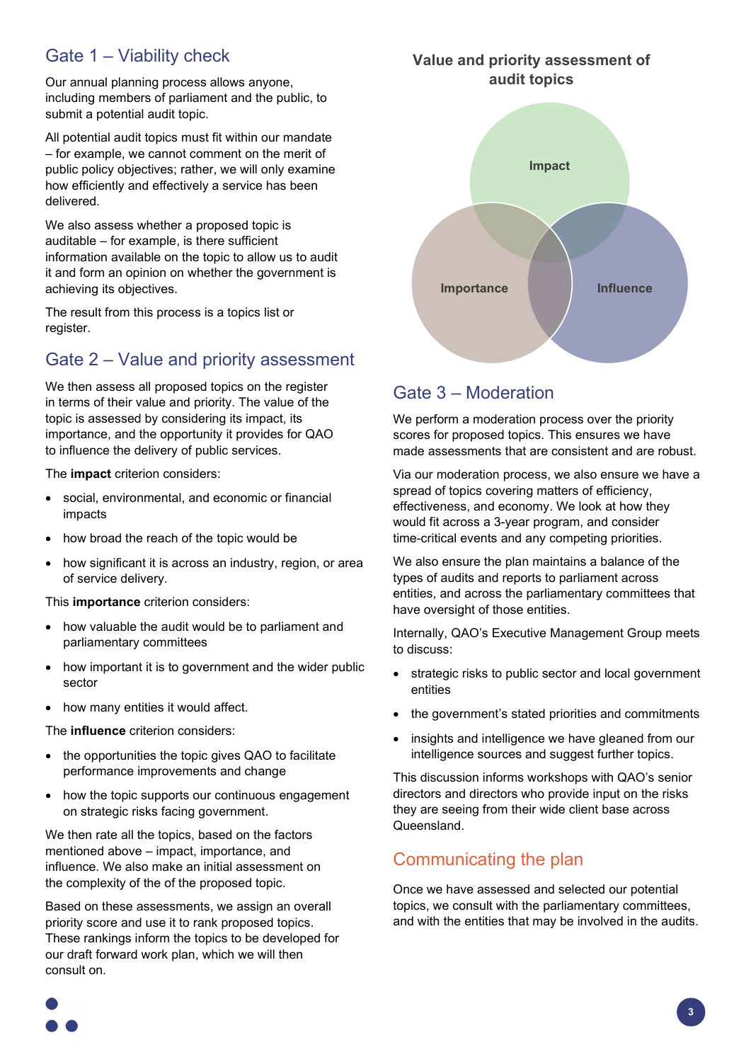## Gate 1 – Viability check

Our annual planning process allows anyone, including members of parliament and the public, to submit a potential audit topic.

All potential audit topics must fit within our mandate – for example, we cannot comment on the merit of public policy objectives; rather, we will only examine how efficiently and effectively a service has been delivered.

We also assess whether a proposed topic is auditable – for example, is there sufficient information available on the topic to allow us to audit it and form an opinion on whether the government is achieving its objectives.

The result from this process is a topics list or register.

## Gate 2 – Value and priority assessment

We then assess all proposed topics on the register in terms of their value and priority. The value of the topic is assessed by considering its impact, its importance, and the opportunity it provides for QAO to influence the delivery of public services.

The **impact** criterion considers:

- social, environmental, and economic or financial impacts
- how broad the reach of the topic would be
- how significant it is across an industry, region, or area of service delivery.

This **importance** criterion considers:

- how valuable the audit would be to parliament and parliamentary committees
- how important it is to government and the wider public sector
- how many entities it would affect.

The **influence** criterion considers:

- the opportunities the topic gives QAO to facilitate performance improvements and change
- how the topic supports our continuous engagement on strategic risks facing government.

We then rate all the topics, based on the factors mentioned above – impact, importance, and influence. We also make an initial assessment on the complexity of the of the proposed topic.

Based on these assessments, we assign an overall priority score and use it to rank proposed topics. These rankings inform the topics to be developed for our draft forward work plan, which we will then consult on.

**Value and priority assessment of audit topics**

Impact

Importance

Influence

## Gate 3 – Moderation

We perform a moderation process over the priority scores for proposed topics. This ensures we have made assessments that are consistent and are robust.

Via our moderation process, we also ensure we have a spread of topics covering matters of efficiency, effectiveness, and economy. We look at how they would fit across a 3-year program, and consider time-critical events and any competing priorities.

We also ensure the plan maintains a balance of the types of audits and reports to parliament across entities, and across the parliamentary committees that have oversight of those entities.

Internally, QAO's Executive Management Group meets to discuss:

- strategic risks to public sector and local government entities
- the government's stated priorities and commitments
- insights and intelligence we have gleaned from our intelligence sources and suggest further topics.

This discussion informs workshops with QAO's senior directors and directors who provide input on the risks they are seeing from their wide client base across Queensland.

## Communicating the plan

Once we have assessed and selected our potential topics, we consult with the parliamentary committees, and with the entities that may be involved in the audits.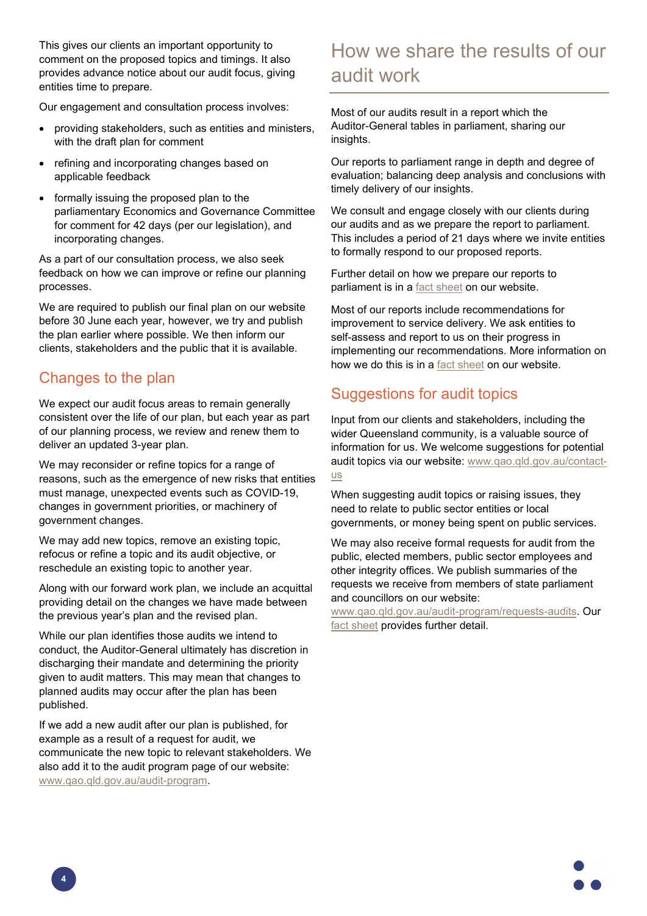This gives our clients an important opportunity to comment on the proposed topics and timings. It also provides advance notice about our audit focus, giving entities time to prepare.

Our engagement and consultation process involves:

- providing stakeholders, such as entities and ministers, with the draft plan for comment
- refining and incorporating changes based on applicable feedback
- formally issuing the proposed plan to the parliamentary Economics and Governance Committee for comment for 42 days (per our legislation), and incorporating changes.

As a part of our consultation process, we also seek feedback on how we can improve or refine our planning processes.

We are required to publish our final plan on our website before 30 June each year, however, we try and publish the plan earlier where possible. We then inform our clients, stakeholders and the public that it is available.

## Changes to the plan

We expect our audit focus areas to remain generally consistent over the life of our plan, but each year as part of our planning process, we review and renew them to deliver an updated 3-year plan.

We may reconsider or refine topics for a range of reasons, such as the emergence of new risks that entities must manage, unexpected events such as COVID-19, changes in government priorities, or machinery of government changes.

We may add new topics, remove an existing topic, refocus or refine a topic and its audit objective, or reschedule an existing topic to another year.

Along with our forward work plan, we include an acquittal providing detail on the changes we have made between the previous year's plan and the revised plan.

While our plan identifies those audits we intend to conduct, the Auditor-General ultimately has discretion in discharging their mandate and determining the priority given to audit matters. This may mean that changes to planned audits may occur after the plan has been published.

If we add a new audit after our plan is published, for example as a result of a request for audit, we communicate the new topic to relevant stakeholders. We also add it to the audit program page of our website: www.qao.qld.gov.au/audit-program.

# How we share the results of our audit work

Most of our audits result in a report which the Auditor-General tables in parliament, sharing our insights.

Our reports to parliament range in depth and degree of evaluation; balancing deep analysis and conclusions with timely delivery of our insights.

We consult and engage closely with our clients during our audits and as we prepare the report to parliament. This includes a period of 21 days where we invite entities to formally respond to our proposed reports.

Further detail on how we prepare our reports to parliament is in a fact sheet on our website.

Most of our reports include recommendations for improvement to service delivery. We ask entities to self-assess and report to us on their progress in implementing our recommendations. More information on how we do this is in a fact sheet on our website.

## Suggestions for audit topics

Input from our clients and stakeholders, including the wider Queensland community, is a valuable source of information for us. We welcome suggestions for potential audit topics via our website: www.qao.qld.gov.au/contact-us

When suggesting audit topics or raising issues, they need to relate to public sector entities or local governments, or money being spent on public services.

We may also receive formal requests for audit from the public, elected members, public sector employees and other integrity offices. We publish summaries of the requests we receive from members of state parliament and councillors on our website: www.qao.qld.gov.au/audit-program/requests-audits. Our fact sheet provides further detail.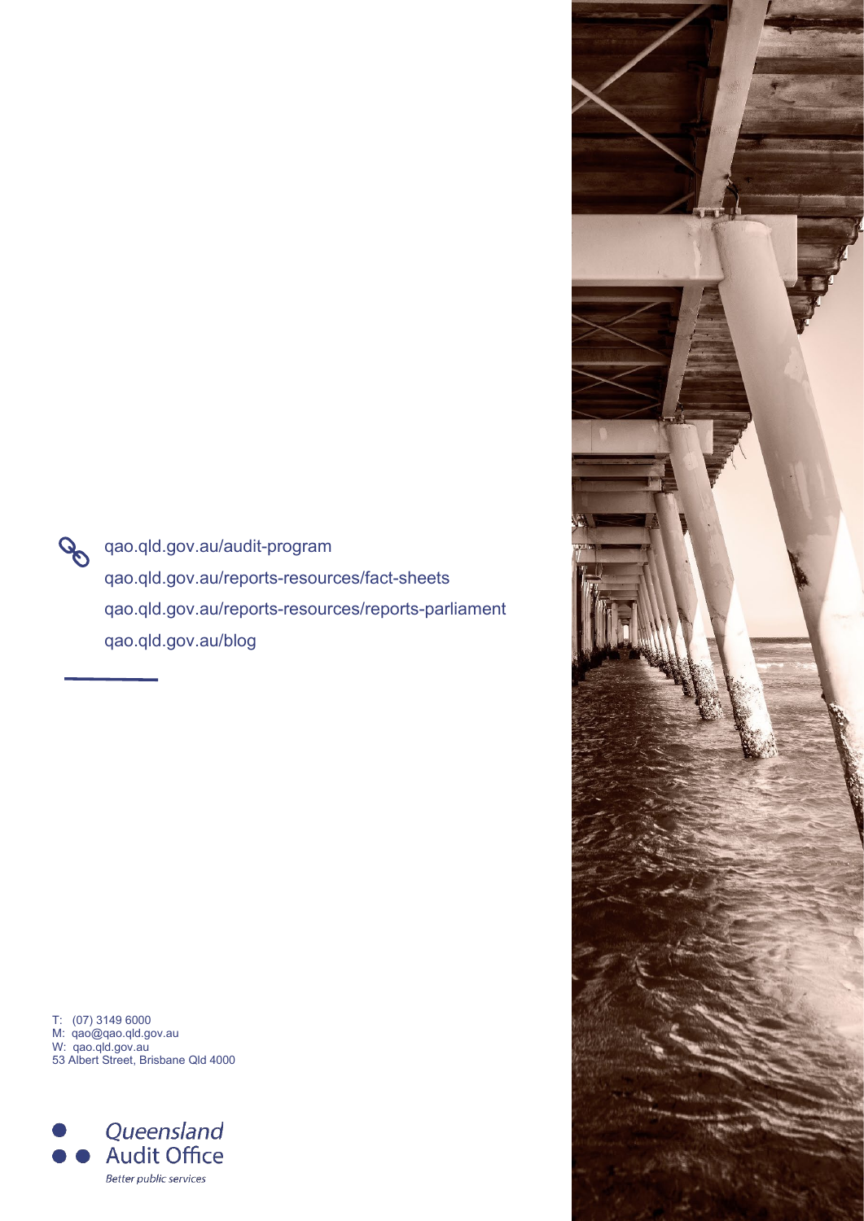qao.qld.gov.au/audit-program

qao.qld.gov.au/reports-resources/fact-sheets

qao.qld.gov.au/reports-resources/reports-parliament

qao.qld.gov.au/blog

T: (07) 3149 6000
M: qao@qao.qld.gov.au
W: qao.qld.gov.au
53 Albert Street, Brisbane Qld 4000

Queensland Audit Office

*Better public services*